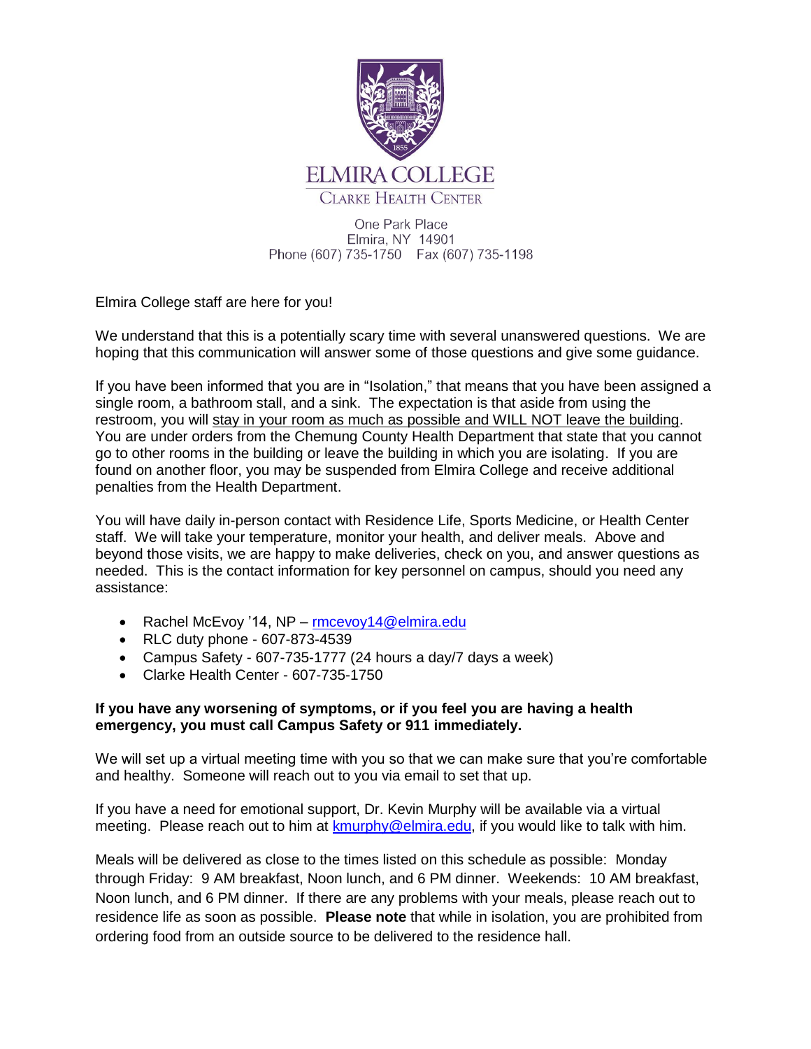# ELMIRA COLLEGE

## CLARKE HEALTH CENTER

One Park Place
Elmira, NY 14901
Phone (607) 735-1750 Fax (607) 735-1198

Elmira College staff are here for you!

We understand that this is a potentially scary time with several unanswered questions. We are hoping that this communication will answer some of those questions and give some guidance.

If you have been informed that you are in "Isolation," that means that you have been assigned a single room, a bathroom stall, and a sink. The expectation is that aside from using the restroom, you will stay in your room as much as possible and WILL NOT leave the building. You are under orders from the Chemung County Health Department that state that you cannot go to other rooms in the building or leave the building in which you are isolating. If you are found on another floor, you may be suspended from Elmira College and receive additional penalties from the Health Department.

You will have daily in-person contact with Residence Life, Sports Medicine, or Health Center staff. We will take your temperature, monitor your health, and deliver meals. Above and beyond those visits, we are happy to make deliveries, check on you, and answer questions as needed. This is the contact information for key personnel on campus, should you need any assistance:

- Rachel McEvoy '14, NP – rmcevoy14@elmira.edu
- RLC duty phone - 607-873-4539
- Campus Safety - 607-735-1777 (24 hours a day/7 days a week)
- Clarke Health Center - 607-735-1750

**If you have any worsening of symptoms, or if you feel you are having a health emergency, you must call Campus Safety or 911 immediately.**

We will set up a virtual meeting time with you so that we can make sure that you're comfortable and healthy. Someone will reach out to you via email to set that up.

If you have a need for emotional support, Dr. Kevin Murphy will be available via a virtual meeting. Please reach out to him at kmurphy@elmira.edu, if you would like to talk with him.

Meals will be delivered as close to the times listed on this schedule as possible: Monday through Friday: 9 AM breakfast, Noon lunch, and 6 PM dinner. Weekends: 10 AM breakfast, Noon lunch, and 6 PM dinner. If there are any problems with your meals, please reach out to residence life as soon as possible. **Please note** that while in isolation, you are prohibited from ordering food from an outside source to be delivered to the residence hall.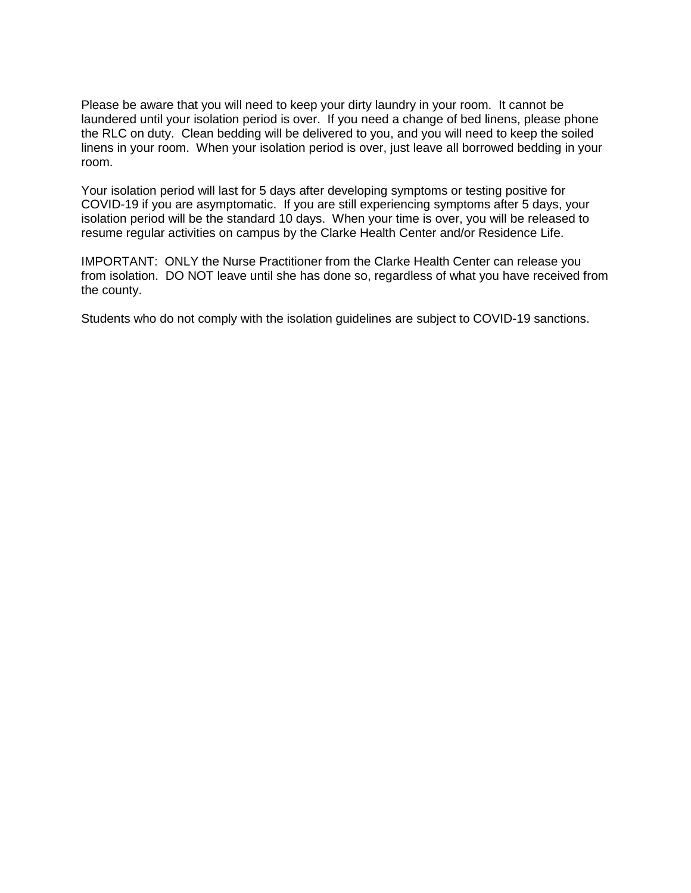Please be aware that you will need to keep your dirty laundry in your room. It cannot be laundered until your isolation period is over. If you need a change of bed linens, please phone the RLC on duty. Clean bedding will be delivered to you, and you will need to keep the soiled linens in your room. When your isolation period is over, just leave all borrowed bedding in your room.

Your isolation period will last for 5 days after developing symptoms or testing positive for COVID-19 if you are asymptomatic. If you are still experiencing symptoms after 5 days, your isolation period will be the standard 10 days. When your time is over, you will be released to resume regular activities on campus by the Clarke Health Center and/or Residence Life.

IMPORTANT: ONLY the Nurse Practitioner from the Clarke Health Center can release you from isolation. DO NOT leave until she has done so, regardless of what you have received from the county.

Students who do not comply with the isolation guidelines are subject to COVID-19 sanctions.